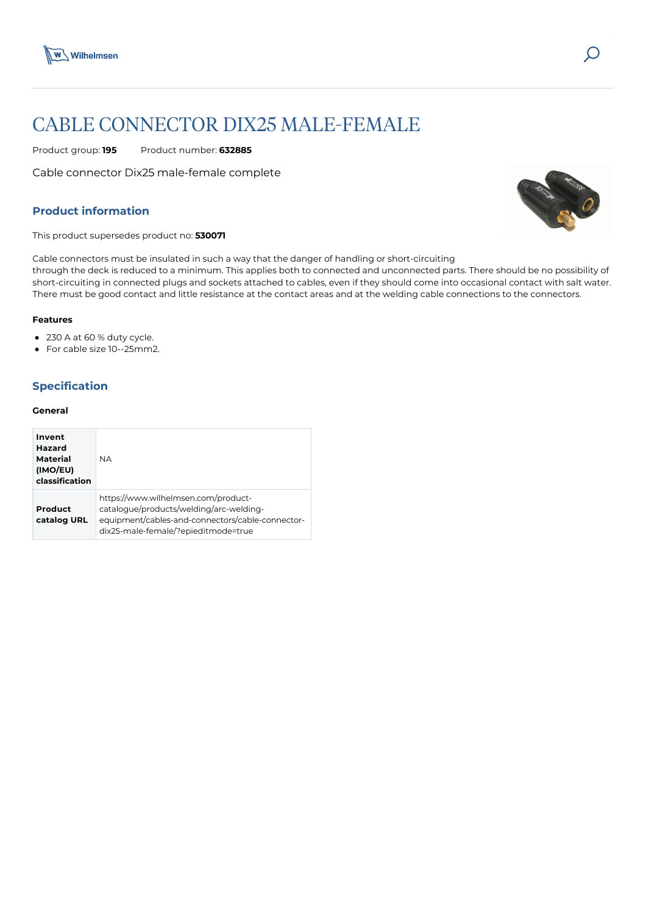# CABLE CONNECTOR DIX25 MALE-FEMALE

Product group: **195** Product number: **632885**

Cable connector Dix25 male-female complete

## Product information

This product supersedes product no: **530071**

Cable connectors must be insulated in such a way that the danger of handling or short-circuiting through the deck is reduced to a minimum. This applies both to connected and unconnected parts. There should be no possibility of short-circuiting in connected plugs and sockets attached to cables, even if they should come into occasional contact with salt water. There must be good contact and little resistance at the contact areas and at the welding cable connections to the connectors.

#### Features

- 230 A at 60 % duty cycle.
- For cable size 10--25mm2.

## Specification

#### General

| | |
|---|---|
| **Invent Hazard Material (IMO/EU) classification** | NA |
| **Product catalog URL** | https://www.wilhelmsen.com/product-catalogue/products/welding/arc-welding-equipment/cables-and-connectors/cable-connector-dix25-male-female/?epieditmode=true |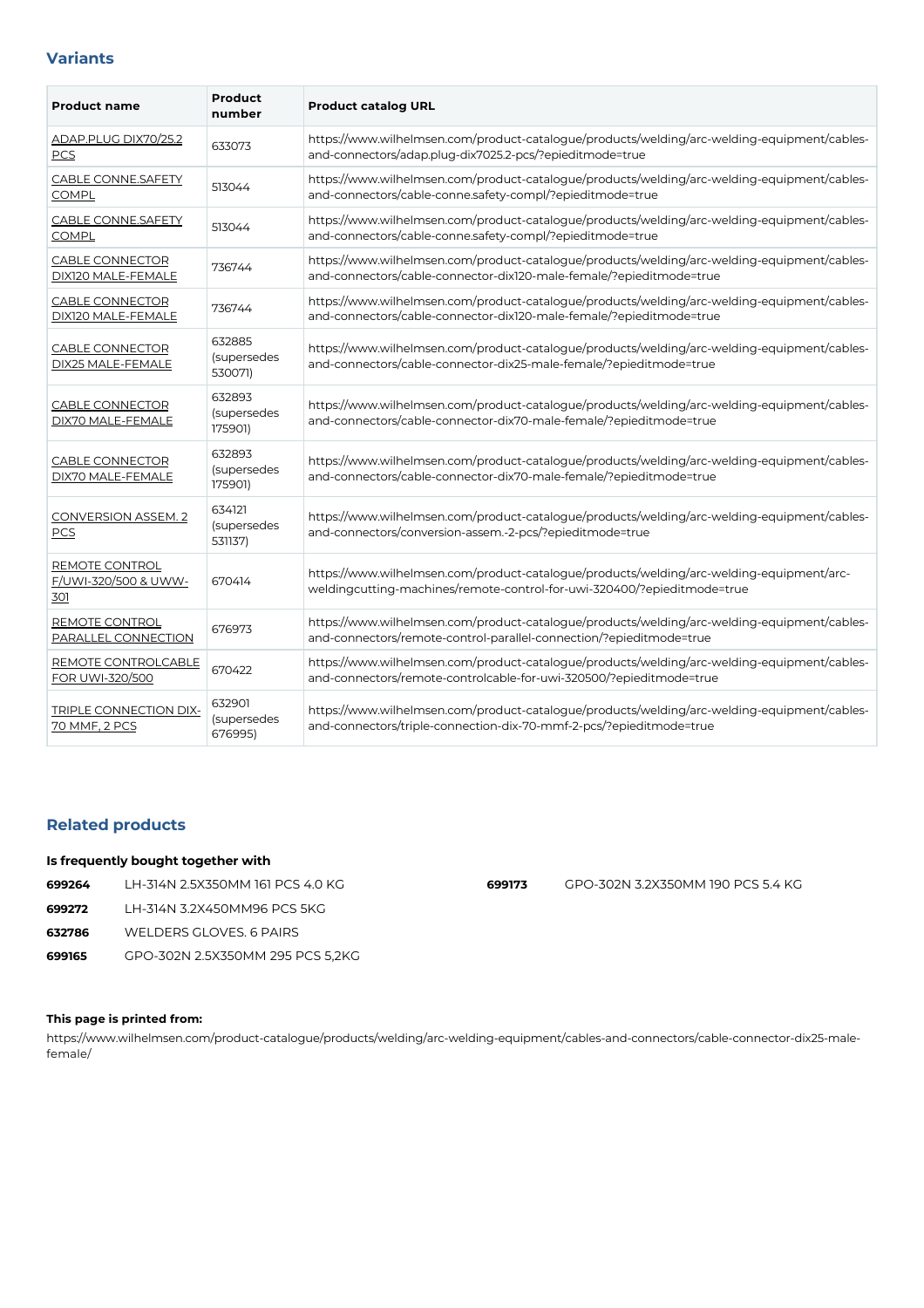## Variants

| Product name | Product number | Product catalog URL |
|---|---|---|
| ADAP.PLUG DIX70/25.2 PCS | 633073 | https://www.wilhelmsen.com/product-catalogue/products/welding/arc-welding-equipment/cables-and-connectors/adap.plug-dix7025.2-pcs/?epieditmode=true |
| CABLE CONNE.SAFETY COMPL | 513044 | https://www.wilhelmsen.com/product-catalogue/products/welding/arc-welding-equipment/cables-and-connectors/cable-conne.safety-compl/?epieditmode=true |
| CABLE CONNE.SAFETY COMPL | 513044 | https://www.wilhelmsen.com/product-catalogue/products/welding/arc-welding-equipment/cables-and-connectors/cable-conne.safety-compl/?epieditmode=true |
| CABLE CONNECTOR DIX120 MALE-FEMALE | 736744 | https://www.wilhelmsen.com/product-catalogue/products/welding/arc-welding-equipment/cables-and-connectors/cable-connector-dix120-male-female/?epieditmode=true |
| CABLE CONNECTOR DIX120 MALE-FEMALE | 736744 | https://www.wilhelmsen.com/product-catalogue/products/welding/arc-welding-equipment/cables-and-connectors/cable-connector-dix120-male-female/?epieditmode=true |
| CABLE CONNECTOR DIX25 MALE-FEMALE | 632885 (supersedes 530071) | https://www.wilhelmsen.com/product-catalogue/products/welding/arc-welding-equipment/cables-and-connectors/cable-connector-dix25-male-female/?epieditmode=true |
| CABLE CONNECTOR DIX70 MALE-FEMALE | 632893 (supersedes 175901) | https://www.wilhelmsen.com/product-catalogue/products/welding/arc-welding-equipment/cables-and-connectors/cable-connector-dix70-male-female/?epieditmode=true |
| CABLE CONNECTOR DIX70 MALE-FEMALE | 632893 (supersedes 175901) | https://www.wilhelmsen.com/product-catalogue/products/welding/arc-welding-equipment/cables-and-connectors/cable-connector-dix70-male-female/?epieditmode=true |
| CONVERSION ASSEM. 2 PCS | 634121 (supersedes 531137) | https://www.wilhelmsen.com/product-catalogue/products/welding/arc-welding-equipment/cables-and-connectors/conversion-assem.-2-pcs/?epieditmode=true |
| REMOTE CONTROL F/UWI-320/500 & UWW-301 | 670414 | https://www.wilhelmsen.com/product-catalogue/products/welding/arc-welding-equipment/arc-weldingcutting-machines/remote-control-for-uwi-320400/?epieditmode=true |
| REMOTE CONTROL PARALLEL CONNECTION | 676973 | https://www.wilhelmsen.com/product-catalogue/products/welding/arc-welding-equipment/cables-and-connectors/remote-control-parallel-connection/?epieditmode=true |
| REMOTE CONTROLCABLE FOR UWI-320/500 | 670422 | https://www.wilhelmsen.com/product-catalogue/products/welding/arc-welding-equipment/cables-and-connectors/remote-controlcable-for-uwi-320500/?epieditmode=true |
| TRIPLE CONNECTION DIX-70 MMF, 2 PCS | 632901 (supersedes 676995) | https://www.wilhelmsen.com/product-catalogue/products/welding/arc-welding-equipment/cables-and-connectors/triple-connection-dix-70-mmf-2-pcs/?epieditmode=true |

## Related products

**Is frequently bought together with**

**699264** LH-314N 2.5X350MM 161 PCS 4.0 KG

**699272** LH-314N 3.2X450MM96 PCS 5KG

**632786** WELDERS GLOVES. 6 PAIRS

**699165** GPO-302N 2.5X350MM 295 PCS 5,2KG

**699173** GPO-302N 3.2X350MM 190 PCS 5.4 KG

**This page is printed from:**

https://www.wilhelmsen.com/product-catalogue/products/welding/arc-welding-equipment/cables-and-connectors/cable-connector-dix25-male-female/